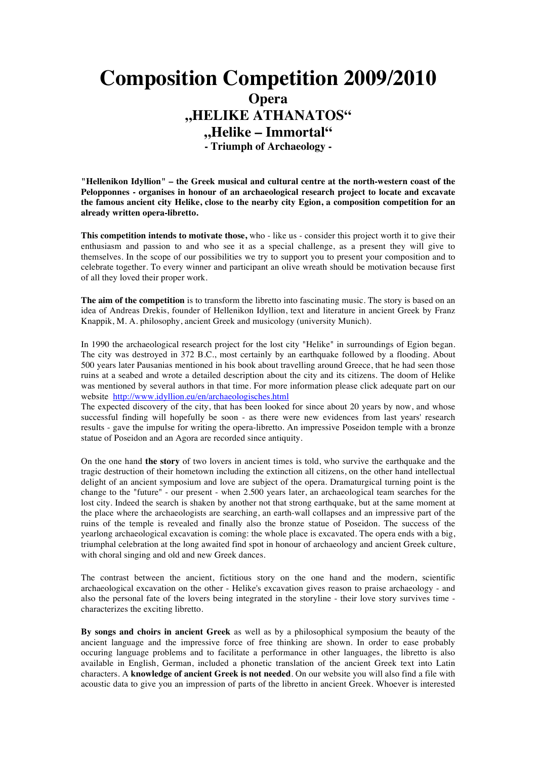# Composition Competition 2009/2010

## Opera

## „HELIKE ATHANATOS“

## „Helike – Immortal“

### - Triumph of Archaeology -

**"Hellenikon Idyllion" – the Greek musical and cultural centre at the north-western coast of the Pelopponnes - organises in honour of an archaeological research project to locate and excavate the famous ancient city Helike, close to the nearby city Egion, a composition competition for an already written opera-libretto.**

**This competition intends to motivate those,** who - like us - consider this project worth it to give their enthusiasm and passion to and who see it as a special challenge, as a present they will give to themselves. In the scope of our possibilities we try to support you to present your composition and to celebrate together. To every winner and participant an olive wreath should be motivation because first of all they loved their proper work.

**The aim of the competition** is to transform the libretto into fascinating music. The story is based on an idea of Andreas Drekis, founder of Hellenikon Idyllion, text and literature in ancient Greek by Franz Knappik, M. A. philosophy, ancient Greek and musicology (university Munich).

In 1990 the archaeological research project for the lost city "Helike" in surroundings of Egion began. The city was destroyed in 372 B.C., most certainly by an earthquake followed by a flooding. About 500 years later Pausanias mentioned in his book about travelling around Greece, that he had seen those ruins at a seabed and wrote a detailed description about the city and its citizens. The doom of Helike was mentioned by several authors in that time. For more information please click adequate part on our website http://www.idyllion.eu/en/archaeologisches.html
The expected discovery of the city, that has been looked for since about 20 years by now, and whose successful finding will hopefully be soon - as there were new evidences from last years' research results - gave the impulse for writing the opera-libretto. An impressive Poseidon temple with a bronze statue of Poseidon and an Agora are recorded since antiquity.

On the one hand **the story** of two lovers in ancient times is told, who survive the earthquake and the tragic destruction of their hometown including the extinction all citizens, on the other hand intellectual delight of an ancient symposium and love are subject of the opera. Dramaturgical turning point is the change to the "future" - our present - when 2.500 years later, an archaeological team searches for the lost city. Indeed the search is shaken by another not that strong earthquake, but at the same moment at the place where the archaeologists are searching, an earth-wall collapses and an impressive part of the ruins of the temple is revealed and finally also the bronze statue of Poseidon. The success of the yearlong archaeological excavation is coming: the whole place is excavated. The opera ends with a big, triumphal celebration at the long awaited find spot in honour of archaeology and ancient Greek culture, with choral singing and old and new Greek dances.

The contrast between the ancient, fictitious story on the one hand and the modern, scientific archaeological excavation on the other - Helike's excavation gives reason to praise archaeology - and also the personal fate of the lovers being integrated in the storyline - their love story survives time - characterizes the exciting libretto.

**By songs and choirs in ancient Greek** as well as by a philosophical symposium the beauty of the ancient language and the impressive force of free thinking are shown. In order to ease probably occuring language problems and to facilitate a performance in other languages, the libretto is also available in English, German, included a phonetic translation of the ancient Greek text into Latin characters. A **knowledge of ancient Greek is not needed**. On our website you will also find a file with acoustic data to give you an impression of parts of the libretto in ancient Greek. Whoever is interested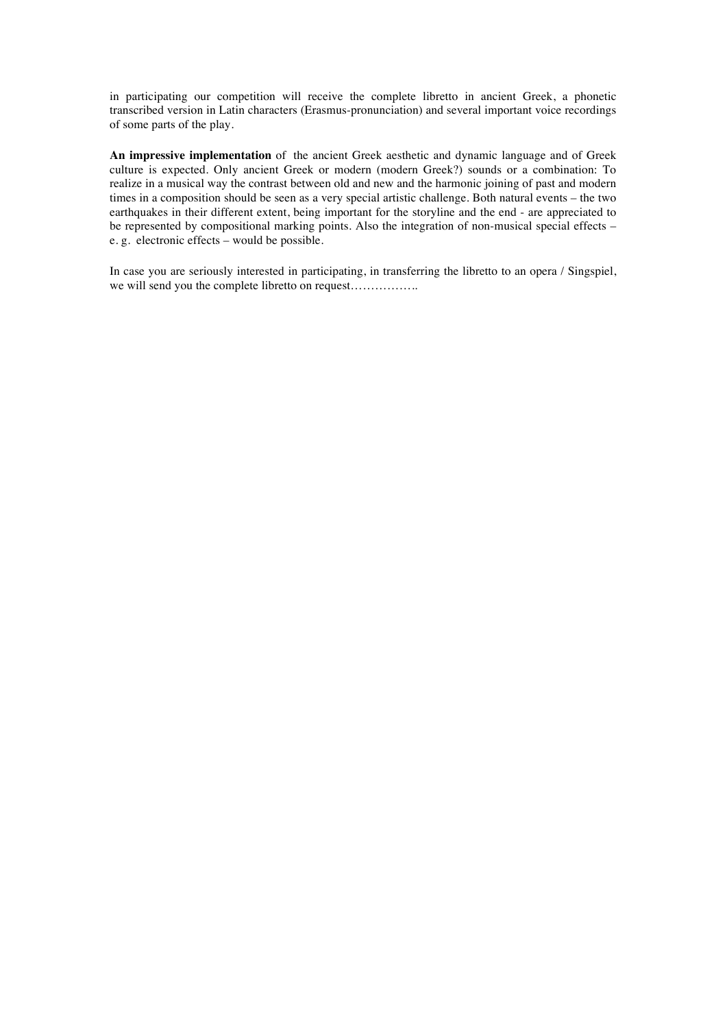in participating our competition will receive the complete libretto in ancient Greek, a phonetic transcribed version in Latin characters (Erasmus-pronunciation) and several important voice recordings of some parts of the play.

**An impressive implementation** of the ancient Greek aesthetic and dynamic language and of Greek culture is expected. Only ancient Greek or modern (modern Greek?) sounds or a combination: To realize in a musical way the contrast between old and new and the harmonic joining of past and modern times in a composition should be seen as a very special artistic challenge. Both natural events – the two earthquakes in their different extent, being important for the storyline and the end - are appreciated to be represented by compositional marking points. Also the integration of non-musical special effects – e. g. electronic effects – would be possible.

In case you are seriously interested in participating, in transferring the libretto to an opera / Singspiel, we will send you the complete libretto on request…………….